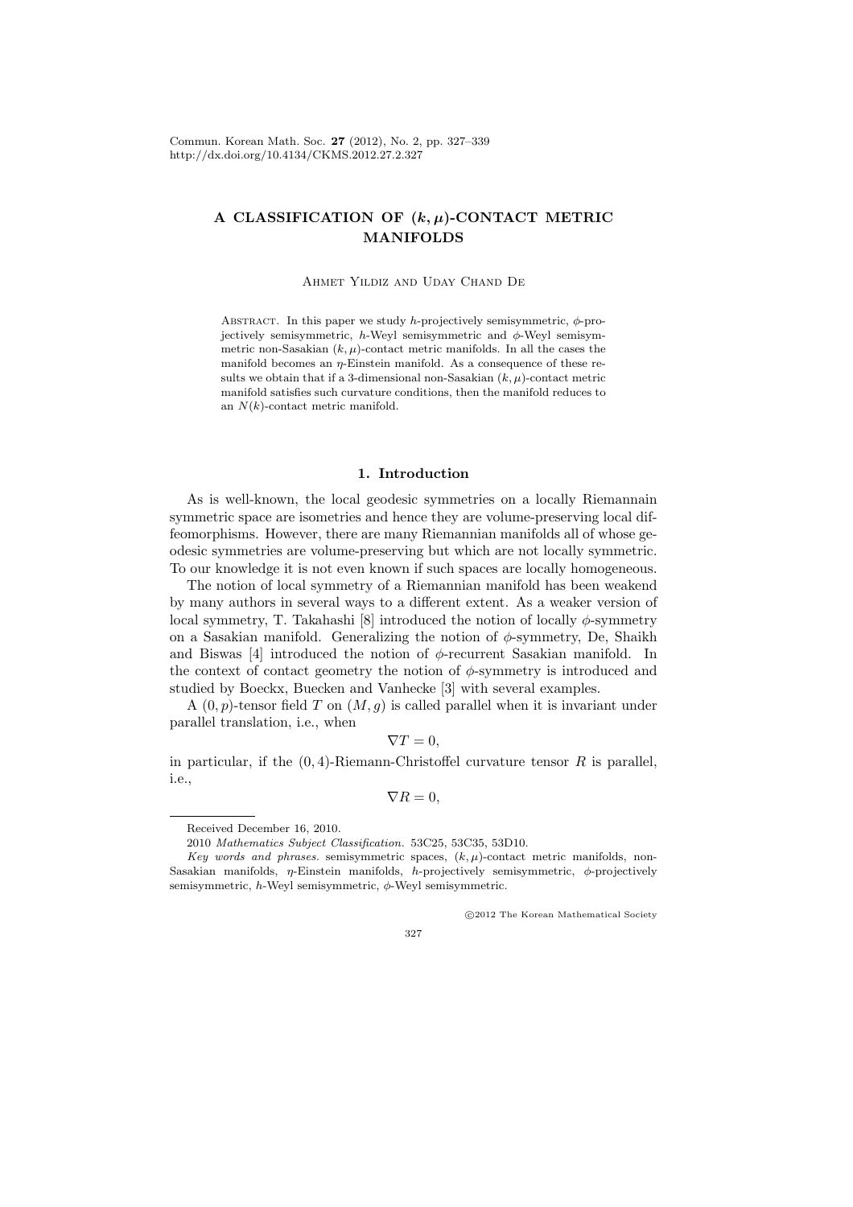# A CLASSIFICATION OF $(k,\mu)$-CONTACT METRIC MANIFOLDS

Ahmet Yildiz and Uday Chand De

Abstract. In this paper we study $h$-projectively semisymmetric, $\phi$-projectively semisymmetric, $h$-Weyl semisymmetric and $\phi$-Weyl semisymmetric non-Sasakian $(k,\mu)$-contact metric manifolds. In all the cases the manifold becomes an $\eta$-Einstein manifold. As a consequence of these results we obtain that if a 3-dimensional non-Sasakian $(k,\mu)$-contact metric manifold satisfies such curvature conditions, then the manifold reduces to an $N(k)$-contact metric manifold.

## 1. Introduction

As is well-known, the local geodesic symmetries on a locally Riemannain symmetric space are isometries and hence they are volume-preserving local diffeomorphisms. However, there are many Riemannian manifolds all of whose geodesic symmetries are volume-preserving but which are not locally symmetric. To our knowledge it is not even known if such spaces are locally homogeneous.

The notion of local symmetry of a Riemannian manifold has been weakend by many authors in several ways to a different extent. As a weaker version of local symmetry, T. Takahashi [8] introduced the notion of locally $\phi$-symmetry on a Sasakian manifold. Generalizing the notion of $\phi$-symmetry, De, Shaikh and Biswas [4] introduced the notion of $\phi$-recurrent Sasakian manifold. In the context of contact geometry the notion of $\phi$-symmetry is introduced and studied by Boeckx, Buecken and Vanhecke [3] with several examples.

A $(0,p)$-tensor field $T$ on $(M,g)$ is called parallel when it is invariant under parallel translation, i.e., when

$$\nabla T = 0,$$

in particular, if the $(0,4)$-Riemann-Christoffel curvature tensor $R$ is parallel, i.e.,

$$\nabla R = 0,$$

Received December 16, 2010.

2010 *Mathematics Subject Classification.* 53C25, 53C35, 53D10.

*Key words and phrases.* semisymmetric spaces, $(k,\mu)$-contact metric manifolds, non-Sasakian manifolds, $\eta$-Einstein manifolds, $h$-projectively semisymmetric, $\phi$-projectively semisymmetric, $h$-Weyl semisymmetric, $\phi$-Weyl semisymmetric.

©2012 The Korean Mathematical Society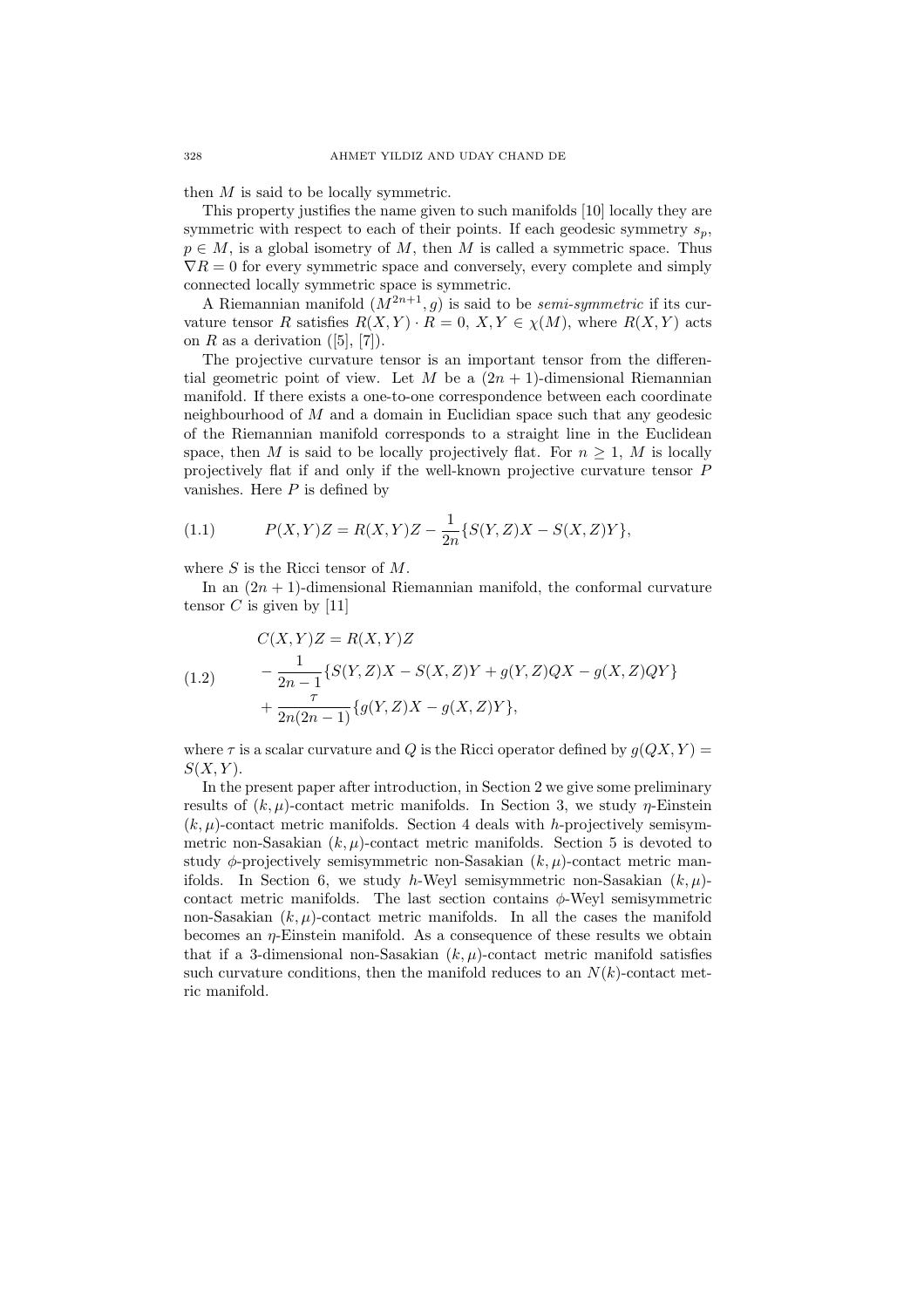then $M$ is said to be locally symmetric.

This property justifies the name given to such manifolds [10] locally they are symmetric with respect to each of their points. If each geodesic symmetry $s_p$, $p \in M$, is a global isometry of $M$, then $M$ is called a symmetric space. Thus $\nabla R = 0$ for every symmetric space and conversely, every complete and simply connected locally symmetric space is symmetric.

A Riemannian manifold $(M^{2n+1}, g)$ is said to be *semi-symmetric* if its curvature tensor $R$ satisfies $R(X,Y) \cdot R = 0$, $X, Y \in \chi(M)$, where $R(X,Y)$ acts on $R$ as a derivation ([5], [7]).

The projective curvature tensor is an important tensor from the differential geometric point of view. Let $M$ be a $(2n+1)$-dimensional Riemannian manifold. If there exists a one-to-one correspondence between each coordinate neighbourhood of $M$ and a domain in Euclidian space such that any geodesic of the Riemannian manifold corresponds to a straight line in the Euclidean space, then $M$ is said to be locally projectively flat. For $n \geq 1$, $M$ is locally projectively flat if and only if the well-known projective curvature tensor $P$ vanishes. Here $P$ is defined by

$$P(X,Y)Z = R(X,Y)Z - \frac{1}{2n}\{S(Y,Z)X - S(X,Z)Y\}, \tag{1.1}$$

where $S$ is the Ricci tensor of $M$.

In an $(2n+1)$-dimensional Riemannian manifold, the conformal curvature tensor $C$ is given by [11]

$$\begin{aligned} C(X,Y)Z &= R(X,Y)Z \\ &- \frac{1}{2n-1}\{S(Y,Z)X - S(X,Z)Y + g(Y,Z)QX - g(X,Z)QY\} \\ &+ \frac{\tau}{2n(2n-1)}\{g(Y,Z)X - g(X,Z)Y\}, \end{aligned} \tag{1.2}$$

where $\tau$ is a scalar curvature and $Q$ is the Ricci operator defined by $g(QX,Y) = S(X,Y)$.

In the present paper after introduction, in Section 2 we give some preliminary results of $(k,\mu)$-contact metric manifolds. In Section 3, we study $\eta$-Einstein $(k,\mu)$-contact metric manifolds. Section 4 deals with $h$-projectively semisymmetric non-Sasakian $(k,\mu)$-contact metric manifolds. Section 5 is devoted to study $\phi$-projectively semisymmetric non-Sasakian $(k,\mu)$-contact metric manifolds. In Section 6, we study $h$-Weyl semisymmetric non-Sasakian $(k,\mu)$-contact metric manifolds. The last section contains $\phi$-Weyl semisymmetric non-Sasakian $(k,\mu)$-contact metric manifolds. In all the cases the manifold becomes an $\eta$-Einstein manifold. As a consequence of these results we obtain that if a 3-dimensional non-Sasakian $(k,\mu)$-contact metric manifold satisfies such curvature conditions, then the manifold reduces to an $N(k)$-contact metric manifold.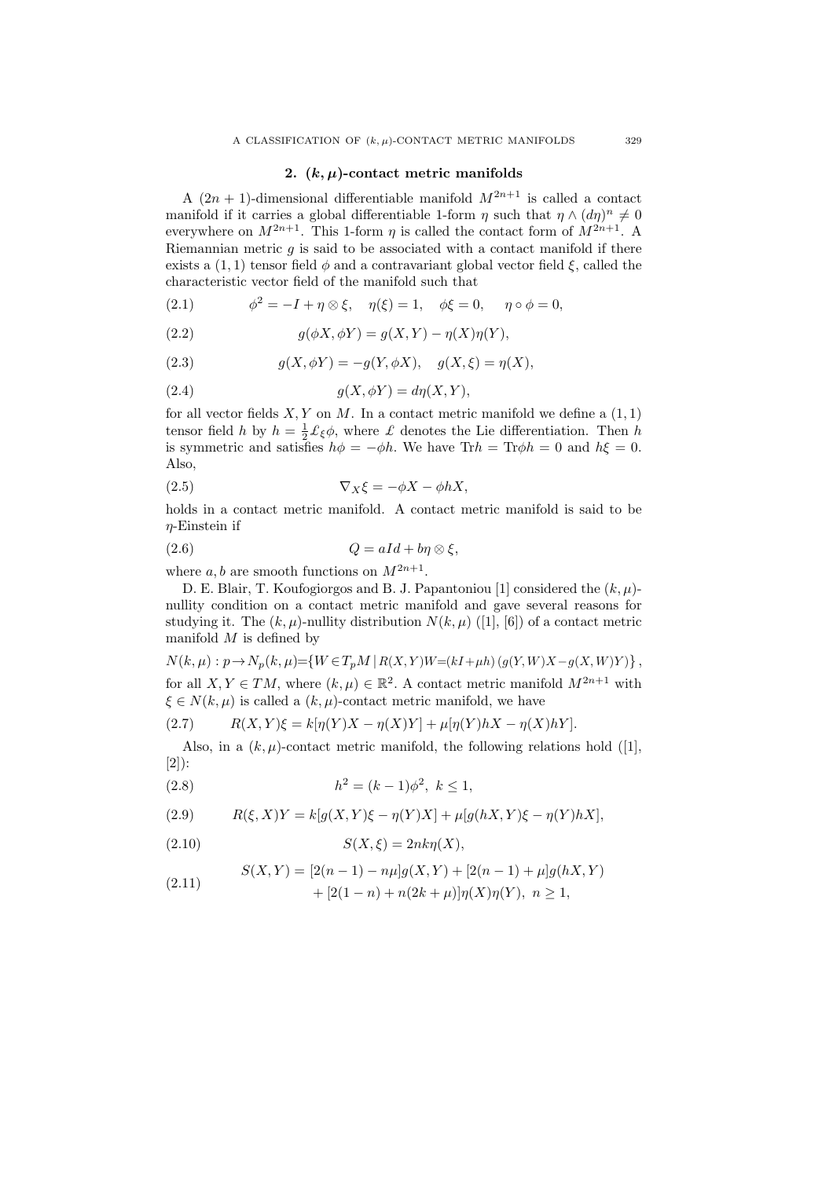## 2. $(k,\mu)$-contact metric manifolds

A $(2n+1)$-dimensional differentiable manifold $M^{2n+1}$ is called a contact manifold if it carries a global differentiable 1-form $\eta$ such that $\eta \wedge (d\eta)^n \neq 0$ everywhere on $M^{2n+1}$. This 1-form $\eta$ is called the contact form of $M^{2n+1}$. A Riemannian metric $g$ is said to be associated with a contact manifold if there exists a $(1,1)$ tensor field $\phi$ and a contravariant global vector field $\xi$, called the characteristic vector field of the manifold such that

$$\phi^2 = -I + \eta \otimes \xi, \quad \eta(\xi) = 1, \quad \phi\xi = 0, \quad \eta \circ \phi = 0, \tag{2.1}$$

$$g(\phi X, \phi Y) = g(X,Y) - \eta(X)\eta(Y), \tag{2.2}$$

$$g(X, \phi Y) = -g(Y, \phi X), \quad g(X,\xi) = \eta(X), \tag{2.3}$$

$$g(X, \phi Y) = d\eta(X,Y), \tag{2.4}$$

for all vector fields $X, Y$ on $M$. In a contact metric manifold we define a $(1,1)$ tensor field $h$ by $h = \frac{1}{2}\pounds_\xi \phi$, where $\pounds$ denotes the Lie differentiation. Then $h$ is symmetric and satisfies $h\phi = -\phi h$. We have $\mathrm{Tr}h = \mathrm{Tr}\phi h = 0$ and $h\xi = 0$. Also,

$$\nabla_X \xi = -\phi X - \phi h X, \tag{2.5}$$

holds in a contact metric manifold. A contact metric manifold is said to be $\eta$-Einstein if

$$Q = aId + b\eta \otimes \xi, \tag{2.6}$$

where $a, b$ are smooth functions on $M^{2n+1}$.

D. E. Blair, T. Koufogiorgos and B. J. Papantoniou [1] considered the $(k,\mu)$-nullity condition on a contact metric manifold and gave several reasons for studying it. The $(k,\mu)$-nullity distribution $N(k,\mu)$ ([1], [6]) of a contact metric manifold $M$ is defined by

$$N(k,\mu) : p \to N_p(k,\mu) = \{W \in T_pM \mid R(X,Y)W = (kI + \mu h)(g(Y,W)X - g(X,W)Y)\},$$

for all $X, Y \in TM$, where $(k,\mu) \in \mathbb{R}^2$. A contact metric manifold $M^{2n+1}$ with $\xi \in N(k,\mu)$ is called a $(k,\mu)$-contact metric manifold, we have

$$R(X,Y)\xi = k[\eta(Y)X - \eta(X)Y] + \mu[\eta(Y)hX - \eta(X)hY]. \tag{2.7}$$

Also, in a $(k,\mu)$-contact metric manifold, the following relations hold ([1], [2]):

$$h^2 = (k-1)\phi^2, \ k \leq 1, \tag{2.8}$$

$$R(\xi, X)Y = k[g(X,Y)\xi - \eta(Y)X] + \mu[g(hX,Y)\xi - \eta(Y)hX], \tag{2.9}$$

$$S(X,\xi) = 2nk\eta(X), \tag{2.10}$$

$$\begin{aligned} S(X,Y) = {} & [2(n-1) - n\mu]g(X,Y) + [2(n-1) + \mu]g(hX,Y) \\ & + [2(1-n) + n(2k+\mu)]\eta(X)\eta(Y), \ n \geq 1, \end{aligned} \tag{2.11}$$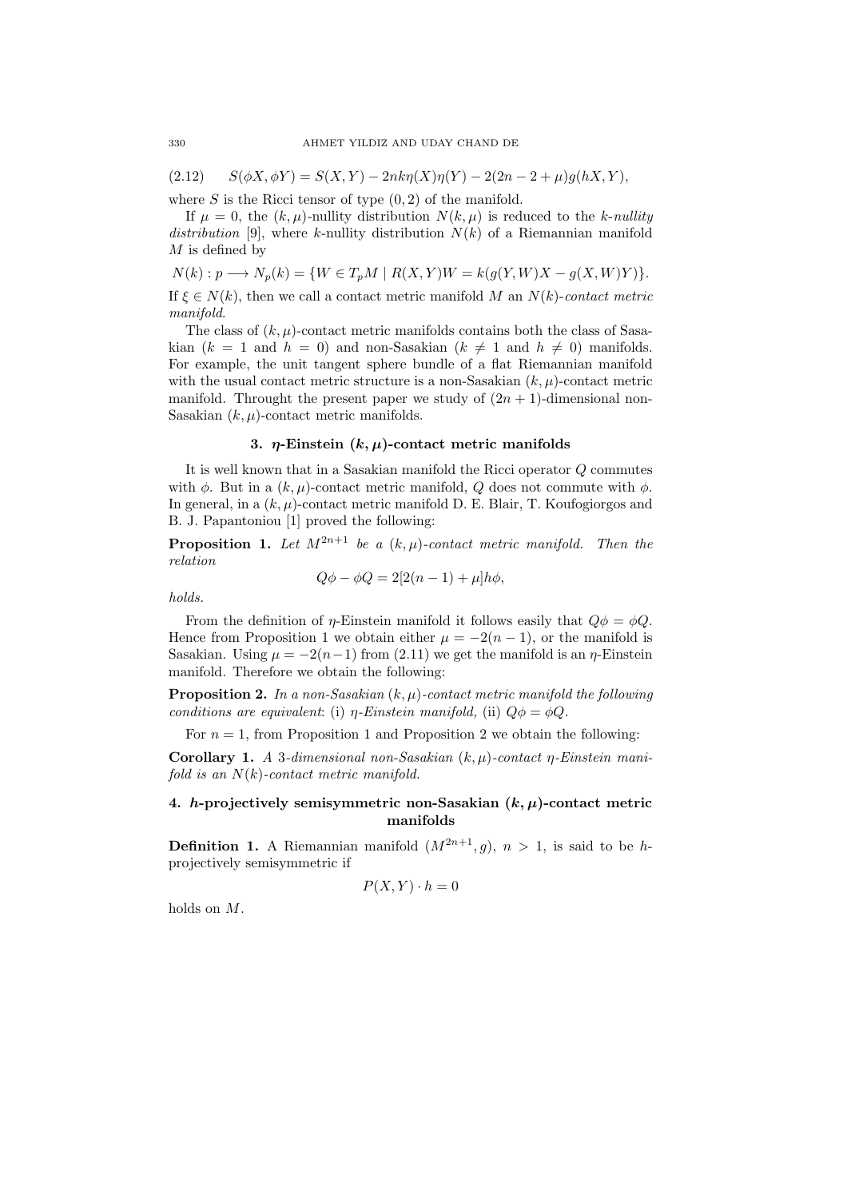$$(2.12) \qquad S(\phi X, \phi Y) = S(X,Y) - 2nk\eta(X)\eta(Y) - 2(2n-2+\mu)g(hX,Y),$$

where $S$ is the Ricci tensor of type $(0,2)$ of the manifold.

If $\mu = 0$, the $(k,\mu)$-nullity distribution $N(k,\mu)$ is reduced to the *k-nullity distribution* [9], where $k$-nullity distribution $N(k)$ of a Riemannian manifold $M$ is defined by

$$N(k) : p \longrightarrow N_p(k) = \{W \in T_pM \mid R(X,Y)W = k(g(Y,W)X - g(X,W)Y)\}.$$

If $\xi \in N(k)$, then we call a contact metric manifold $M$ an *$N(k)$-contact metric manifold*.

The class of $(k,\mu)$-contact metric manifolds contains both the class of Sasakian ($k = 1$ and $h = 0$) and non-Sasakian ($k \neq 1$ and $h \neq 0$) manifolds. For example, the unit tangent sphere bundle of a flat Riemannian manifold with the usual contact metric structure is a non-Sasakian $(k,\mu)$-contact metric manifold. Throught the present paper we study of $(2n+1)$-dimensional non-Sasakian $(k,\mu)$-contact metric manifolds.

## 3. $\eta$-Einstein $(k,\mu)$-contact metric manifolds

It is well known that in a Sasakian manifold the Ricci operator $Q$ commutes with $\phi$. But in a $(k,\mu)$-contact metric manifold, $Q$ does not commute with $\phi$. In general, in a $(k,\mu)$-contact metric manifold D. E. Blair, T. Koufogiorgos and B. J. Papantoniou [1] proved the following:

**Proposition 1.** *Let $M^{2n+1}$ be a $(k,\mu)$-contact metric manifold. Then the relation*

$$Q\phi - \phi Q = 2[2(n-1) + \mu]h\phi,$$

*holds.*

From the definition of $\eta$-Einstein manifold it follows easily that $Q\phi = \phi Q$. Hence from Proposition 1 we obtain either $\mu = -2(n-1)$, or the manifold is Sasakian. Using $\mu = -2(n-1)$ from (2.11) we get the manifold is an $\eta$-Einstein manifold. Therefore we obtain the following:

**Proposition 2.** *In a non-Sasakian $(k,\mu)$-contact metric manifold the following conditions are equivalent*: (i) *$\eta$-Einstein manifold,* (ii) *$Q\phi = \phi Q$.*

For $n = 1$, from Proposition 1 and Proposition 2 we obtain the following:

**Corollary 1.** *A 3-dimensional non-Sasakian $(k,\mu)$-contact $\eta$-Einstein manifold is an $N(k)$-contact metric manifold.*

## 4. $h$-projectively semisymmetric non-Sasakian $(k,\mu)$-contact metric manifolds

**Definition 1.** A Riemannian manifold $(M^{2n+1}, g)$, $n > 1$, is said to be $h$-projectively semisymmetric if

$$P(X,Y) \cdot h = 0$$

holds on $M$.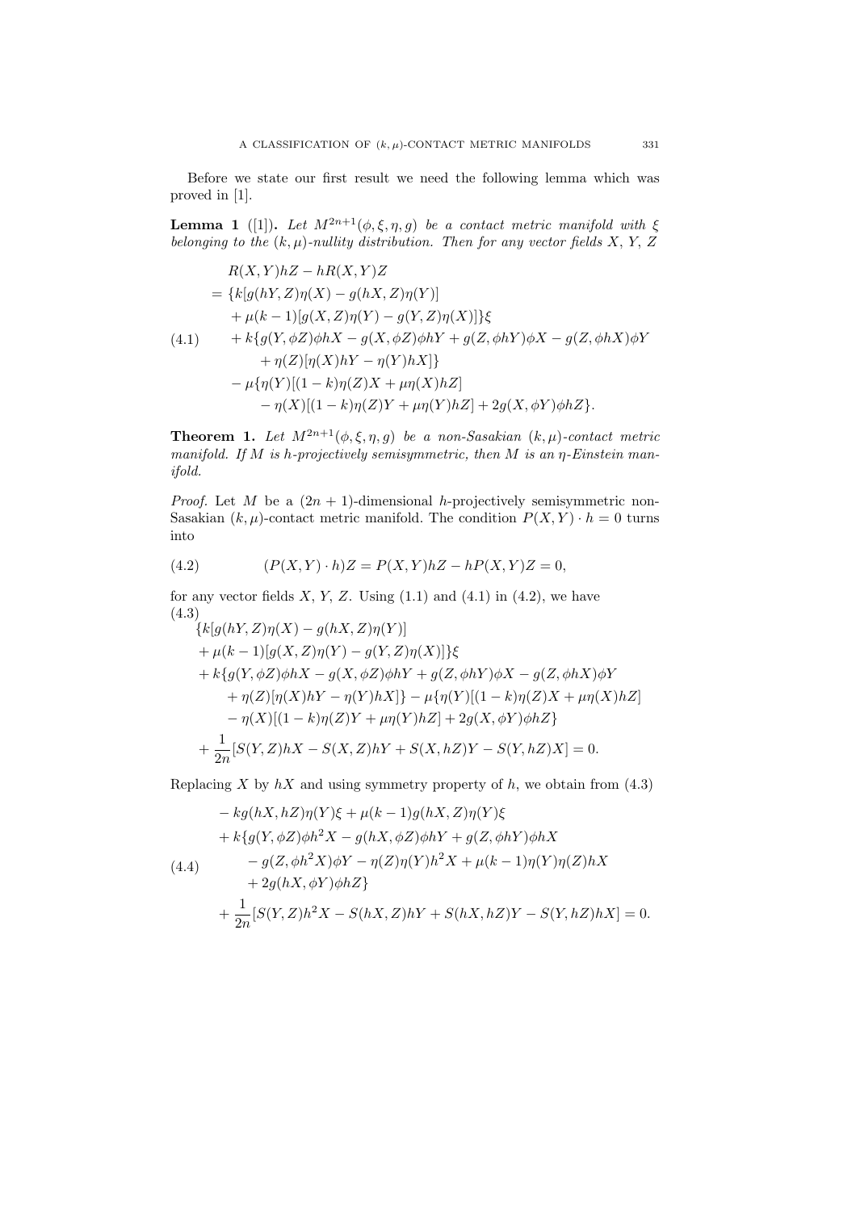Before we state our first result we need the following lemma which was proved in [1].

**Lemma 1** ([1]). *Let $M^{2n+1}(\phi,\xi,\eta,g)$ be a contact metric manifold with $\xi$ belonging to the $(k,\mu)$-nullity distribution. Then for any vector fields $X$, $Y$, $Z$*

$$
\begin{aligned}
&R(X,Y)hZ - hR(X,Y)Z \\
&= \{k[g(hY,Z)\eta(X) - g(hX,Z)\eta(Y)] \\
&\quad + \mu(k-1)[g(X,Z)\eta(Y) - g(Y,Z)\eta(X)]\}\xi \\
&\quad + k\{g(Y,\phi Z)\phi hX - g(X,\phi Z)\phi hY + g(Z,\phi hY)\phi X - g(Z,\phi hX)\phi Y \\
&\qquad + \eta(Z)[\eta(X)hY - \eta(Y)hX]\} \\
&\quad - \mu\{\eta(Y)[(1-k)\eta(Z)X + \mu\eta(X)hZ] \\
&\qquad - \eta(X)[(1-k)\eta(Z)Y + \mu\eta(Y)hZ] + 2g(X,\phi Y)\phi hZ\}.
\end{aligned} \tag{4.1}
$$

**Theorem 1.** *Let $M^{2n+1}(\phi,\xi,\eta,g)$ be a non-Sasakian $(k,\mu)$-contact metric manifold. If $M$ is $h$-projectively semisymmetric, then $M$ is an $\eta$-Einstein manifold.*

*Proof.* Let $M$ be a $(2n+1)$-dimensional $h$-projectively semisymmetric non-Sasakian $(k,\mu)$-contact metric manifold. The condition $P(X,Y)\cdot h = 0$ turns into

$$
(P(X,Y)\cdot h)Z = P(X,Y)hZ - hP(X,Y)Z = 0, \tag{4.2}
$$

for any vector fields $X$, $Y$, $Z$. Using (1.1) and (4.1) in (4.2), we have

$$
\begin{aligned}
&\{k[g(hY,Z)\eta(X) - g(hX,Z)\eta(Y)] \\
&+ \mu(k-1)[g(X,Z)\eta(Y) - g(Y,Z)\eta(X)]\}\xi \\
&+ k\{g(Y,\phi Z)\phi hX - g(X,\phi Z)\phi hY + g(Z,\phi hY)\phi X - g(Z,\phi hX)\phi Y \\
&\quad + \eta(Z)[\eta(X)hY - \eta(Y)hX]\} - \mu\{\eta(Y)[(1-k)\eta(Z)X + \mu\eta(X)hZ] \\
&\quad - \eta(X)[(1-k)\eta(Z)Y + \mu\eta(Y)hZ] + 2g(X,\phi Y)\phi hZ\} \\
&+ \frac{1}{2n}[S(Y,Z)hX - S(X,Z)hY + S(X,hZ)Y - S(Y,hZ)X] = 0.
\end{aligned} \tag{4.3}
$$

Replacing $X$ by $hX$ and using symmetry property of $h$, we obtain from (4.3)

$$
\begin{aligned}
&- kg(hX,hZ)\eta(Y)\xi + \mu(k-1)g(hX,Z)\eta(Y)\xi \\
&+ k\{g(Y,\phi Z)\phi h^2X - g(hX,\phi Z)\phi hY + g(Z,\phi hY)\phi hX \\
&\quad - g(Z,\phi h^2X)\phi Y - \eta(Z)\eta(Y)h^2X + \mu(k-1)\eta(Y)\eta(Z)hX \\
&\quad + 2g(hX,\phi Y)\phi hZ\} \\
&+ \frac{1}{2n}[S(Y,Z)h^2X - S(hX,Z)hY + S(hX,hZ)Y - S(Y,hZ)hX] = 0.
\end{aligned} \tag{4.4}
$$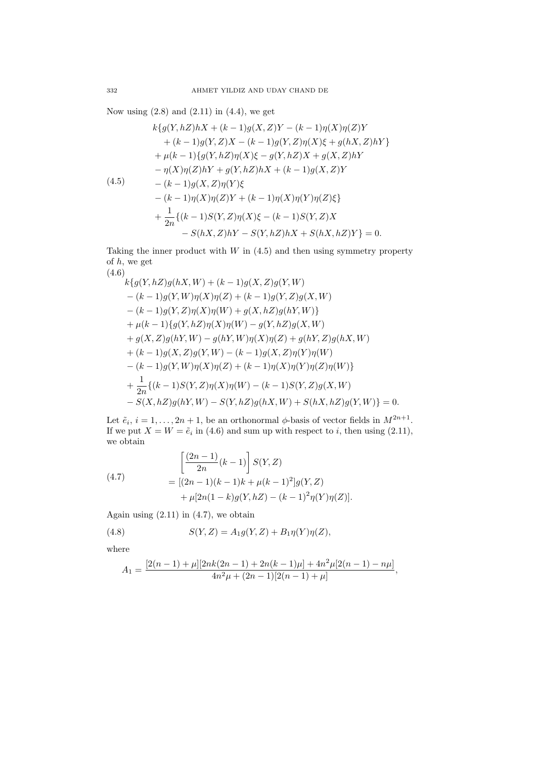Now using (2.8) and (2.11) in (4.4), we get

$$
\begin{aligned}
&k\{g(Y,hZ)hX + (k-1)g(X,Z)Y - (k-1)\eta(X)\eta(Z)Y \\
&\quad + (k-1)g(Y,Z)X - (k-1)g(Y,Z)\eta(X)\xi + g(hX,Z)hY\} \\
&+ \mu(k-1)\{g(Y,hZ)\eta(X)\xi - g(Y,hZ)X + g(X,Z)hY \\
&- \eta(X)\eta(Z)hY + g(Y,hZ)hX + (k-1)g(X,Z)Y \\
&- (k-1)g(X,Z)\eta(Y)\xi \\
&- (k-1)\eta(X)\eta(Z)Y + (k-1)\eta(X)\eta(Y)\eta(Z)\xi\} \\
&+ \frac{1}{2n}\{(k-1)S(Y,Z)\eta(X)\xi - (k-1)S(Y,Z)X \\
&\quad - S(hX,Z)hY - S(Y,hZ)hX + S(hX,hZ)Y\} = 0.
\end{aligned} \tag{4.5}
$$

Taking the inner product with $W$ in (4.5) and then using symmetry property of $h$, we get

$$
\begin{aligned}
&k\{g(Y,hZ)g(hX,W) + (k-1)g(X,Z)g(Y,W) \\
&- (k-1)g(Y,W)\eta(X)\eta(Z) + (k-1)g(Y,Z)g(X,W) \\
&- (k-1)g(Y,Z)\eta(X)\eta(W) + g(X,hZ)g(hY,W)\} \\
&+ \mu(k-1)\{g(Y,hZ)\eta(X)\eta(W) - g(Y,hZ)g(X,W) \\
&+ g(X,Z)g(hY,W) - g(hY,W)\eta(X)\eta(Z) + g(hY,Z)g(hX,W) \\
&+ (k-1)g(X,Z)g(Y,W) - (k-1)g(X,Z)\eta(Y)\eta(W) \\
&- (k-1)g(Y,W)\eta(X)\eta(Z) + (k-1)\eta(X)\eta(Y)\eta(Z)\eta(W)\} \\
&+ \frac{1}{2n}\{(k-1)S(Y,Z)\eta(X)\eta(W) - (k-1)S(Y,Z)g(X,W) \\
&- S(X,hZ)g(hY,W) - S(Y,hZ)g(hX,W) + S(hX,hZ)g(Y,W)\} = 0.
\end{aligned} \tag{4.6}
$$

Let $\tilde{e}_i$, $i = 1, \ldots, 2n+1$, be an orthonormal $\phi$-basis of vector fields in $M^{2n+1}$. If we put $X = W = \tilde{e}_i$ in (4.6) and sum up with respect to $i$, then using (2.11), we obtain

$$
\begin{aligned}
&\left[\frac{(2n-1)}{2n}(k-1)\right] S(Y,Z) \\
&= [(2n-1)(k-1)k + \mu(k-1)^2]g(Y,Z) \\
&\quad + \mu[2n(1-k)g(Y,hZ) - (k-1)^2\eta(Y)\eta(Z)].
\end{aligned} \tag{4.7}
$$

Again using (2.11) in (4.7), we obtain

$$
S(Y,Z) = A_1 g(Y,Z) + B_1 \eta(Y)\eta(Z), \tag{4.8}
$$

where

$$
A_1 = \frac{[2(n-1)+\mu][2nk(2n-1) + 2n(k-1)\mu] + 4n^2\mu[2(n-1) - n\mu]}{4n^2\mu + (2n-1)[2(n-1)+\mu]},
$$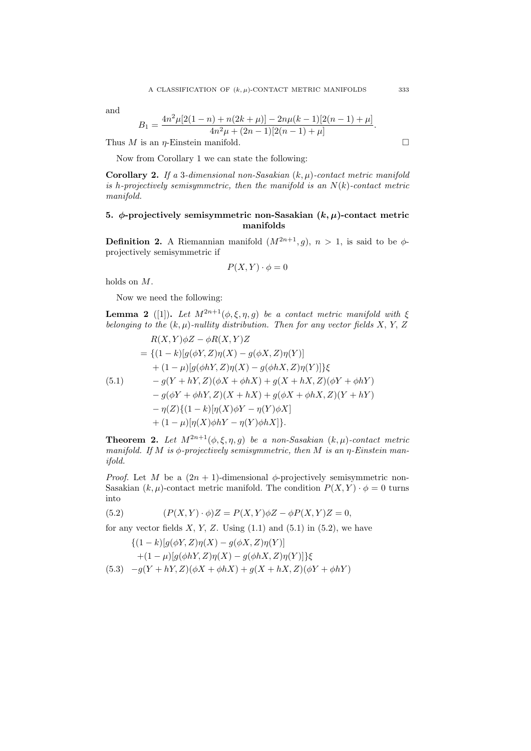and

$$B_1 = \frac{4n^2\mu[2(1-n) + n(2k+\mu)] - 2n\mu(k-1)[2(n-1)+\mu]}{4n^2\mu + (2n-1)[2(n-1)+\mu]}.$$

Thus $M$ is an $\eta$-Einstein manifold. □

Now from Corollary 1 we can state the following:

**Corollary 2.** *If a 3-dimensional non-Sasakian $(k,\mu)$-contact metric manifold is h-projectively semisymmetric, then the manifold is an $N(k)$-contact metric manifold.*

## 5. $\phi$-projectively semisymmetric non-Sasakian $(k,\mu)$-contact metric manifolds

**Definition 2.** A Riemannian manifold $(M^{2n+1}, g)$, $n > 1$, is said to be $\phi$-projectively semisymmetric if

$$P(X,Y)\cdot\phi = 0$$

holds on $M$.

Now we need the following:

**Lemma 2** ([1]). *Let $M^{2n+1}(\phi,\xi,\eta,g)$ be a contact metric manifold with $\xi$ belonging to the $(k,\mu)$-nullity distribution. Then for any vector fields $X$, $Y$, $Z$*

$$\begin{aligned}
&R(X,Y)\phi Z - \phi R(X,Y)Z \\
&= \{(1-k)[g(\phi Y, Z)\eta(X) - g(\phi X, Z)\eta(Y)] \\
&\quad + (1-\mu)[g(\phi hY, Z)\eta(X) - g(\phi hX, Z)\eta(Y)]\}\xi \\
&\quad - g(Y+hY, Z)(\phi X + \phi hX) + g(X+hX, Z)(\phi Y + \phi hY) \\
&\quad - g(\phi Y + \phi hY, Z)(X+hX) + g(\phi X + \phi hX, Z)(Y+hY) \\
&\quad - \eta(Z)\{(1-k)[\eta(X)\phi Y - \eta(Y)\phi X] \\
&\quad + (1-\mu)[\eta(X)\phi hY - \eta(Y)\phi hX]\}.
\end{aligned} \tag{5.1}$$

**Theorem 2.** *Let $M^{2n+1}(\phi,\xi,\eta,g)$ be a non-Sasakian $(k,\mu)$-contact metric manifold. If $M$ is $\phi$-projectively semisymmetric, then $M$ is an $\eta$-Einstein manifold.*

*Proof.* Let $M$ be a $(2n+1)$-dimensional $\phi$-projectively semisymmetric non-Sasakian $(k,\mu)$-contact metric manifold. The condition $P(X,Y)\cdot\phi = 0$ turns into

$$(P(X,Y)\cdot\phi)Z = P(X,Y)\phi Z - \phi P(X,Y)Z = 0, \tag{5.2}$$

for any vector fields $X$, $Y$, $Z$. Using (1.1) and (5.1) in (5.2), we have

$$\begin{aligned}
&\{(1-k)[g(\phi Y, Z)\eta(X) - g(\phi X, Z)\eta(Y)] \\
&+(1-\mu)[g(\phi hY, Z)\eta(X) - g(\phi hX, Z)\eta(Y)]\}\xi \\
&-g(Y+hY, Z)(\phi X + \phi hX) + g(X+hX, Z)(\phi Y + \phi hY)
\end{aligned} \tag{5.3}$$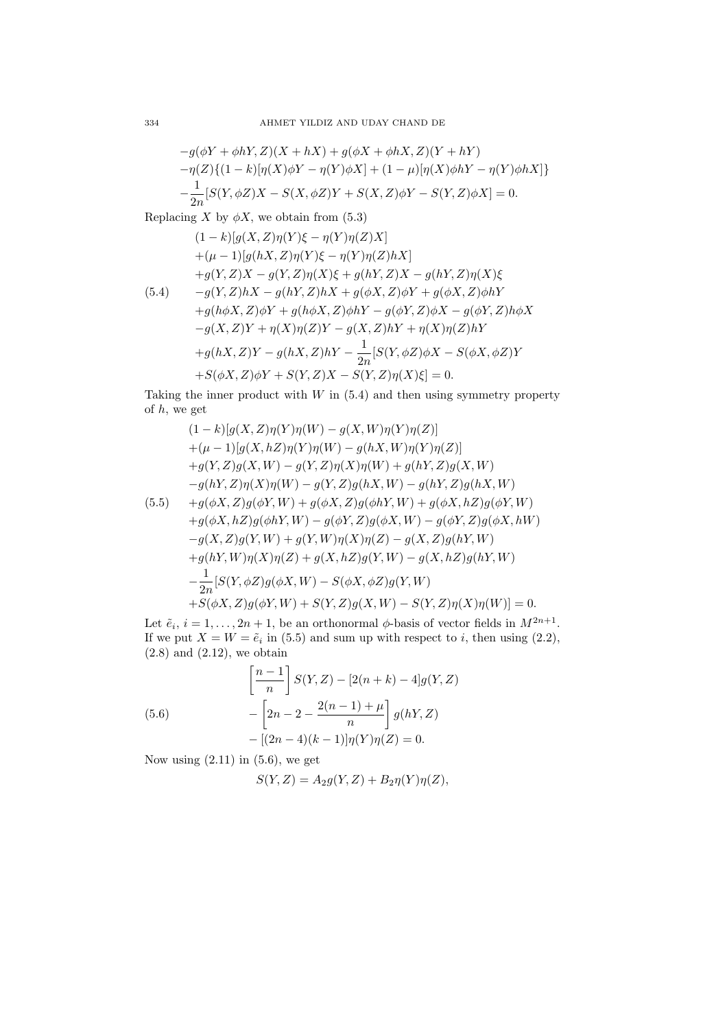$$
\begin{aligned}
&-g(\phi Y+\phi hY,Z)(X+hX)+g(\phi X+\phi hX,Z)(Y+hY)\\
&-\eta(Z)\{(1-k)[\eta(X)\phi Y-\eta(Y)\phi X]+(1-\mu)[\eta(X)\phi hY-\eta(Y)\phi hX]\}\\
&-\frac{1}{2n}[S(Y,\phi Z)X-S(X,\phi Z)Y+S(X,Z)\phi Y-S(Y,Z)\phi X]=0.
\end{aligned}
$$

Replacing $X$ by $\phi X$, we obtain from (5.3)

$$
\begin{aligned}
&(1-k)[g(X,Z)\eta(Y)\xi-\eta(Y)\eta(Z)X]\\
&+(\mu-1)[g(hX,Z)\eta(Y)\xi-\eta(Y)\eta(Z)hX]\\
&+g(Y,Z)X-g(Y,Z)\eta(X)\xi+g(hY,Z)X-g(hY,Z)\eta(X)\xi\\
&-g(Y,Z)hX-g(hY,Z)hX+g(\phi X,Z)\phi Y+g(\phi X,Z)\phi hY\\
&+g(h\phi X,Z)\phi Y+g(h\phi X,Z)\phi hY-g(\phi Y,Z)\phi X-g(\phi Y,Z)h\phi X\\
&-g(X,Z)Y+\eta(X)\eta(Z)Y-g(X,Z)hY+\eta(X)\eta(Z)hY\\
&+g(hX,Z)Y-g(hX,Z)hY-\frac{1}{2n}[S(Y,\phi Z)\phi X-S(\phi X,\phi Z)Y\\
&+S(\phi X,Z)\phi Y+S(Y,Z)X-S(Y,Z)\eta(X)\xi]=0.
\end{aligned}
\tag{5.4}
$$

Taking the inner product with $W$ in (5.4) and then using symmetry property of $h$, we get

$$
\begin{aligned}
&(1-k)[g(X,Z)\eta(Y)\eta(W)-g(X,W)\eta(Y)\eta(Z)]\\
&+(\mu-1)[g(X,hZ)\eta(Y)\eta(W)-g(hX,W)\eta(Y)\eta(Z)]\\
&+g(Y,Z)g(X,W)-g(Y,Z)\eta(X)\eta(W)+g(hY,Z)g(X,W)\\
&-g(hY,Z)\eta(X)\eta(W)-g(Y,Z)g(hX,W)-g(hY,Z)g(hX,W)\\
&+g(\phi X,Z)g(\phi Y,W)+g(\phi X,Z)g(\phi hY,W)+g(\phi X,hZ)g(\phi Y,W)\\
&+g(\phi X,hZ)g(\phi hY,W)-g(\phi Y,Z)g(\phi X,W)-g(\phi Y,Z)g(\phi X,hW)\\
&-g(X,Z)g(Y,W)+g(Y,W)\eta(X)\eta(Z)-g(X,Z)g(hY,W)\\
&+g(hY,W)\eta(X)\eta(Z)+g(X,hZ)g(Y,W)-g(X,hZ)g(hY,W)\\
&-\frac{1}{2n}[S(Y,\phi Z)g(\phi X,W)-S(\phi X,\phi Z)g(Y,W)\\
&+S(\phi X,Z)g(\phi Y,W)+S(Y,Z)g(X,W)-S(Y,Z)\eta(X)\eta(W)]=0.
\end{aligned}
\tag{5.5}
$$

Let $\tilde{e}_i$, $i=1,\ldots,2n+1$, be an orthonormal $\phi$-basis of vector fields in $M^{2n+1}$. If we put $X=W=\tilde{e}_i$ in (5.5) and sum up with respect to $i$, then using (2.2), (2.8) and (2.12), we obtain

$$
\begin{aligned}
&\left[\frac{n-1}{n}\right]S(Y,Z)-[2(n+k)-4]g(Y,Z)\\
&-\left[2n-2-\frac{2(n-1)+\mu}{n}\right]g(hY,Z)\\
&-[(2n-4)(k-1)]\eta(Y)\eta(Z)=0.
\end{aligned}
\tag{5.6}
$$

Now using (2.11) in (5.6), we get

$$
S(Y,Z)=A_2g(Y,Z)+B_2\eta(Y)\eta(Z),
$$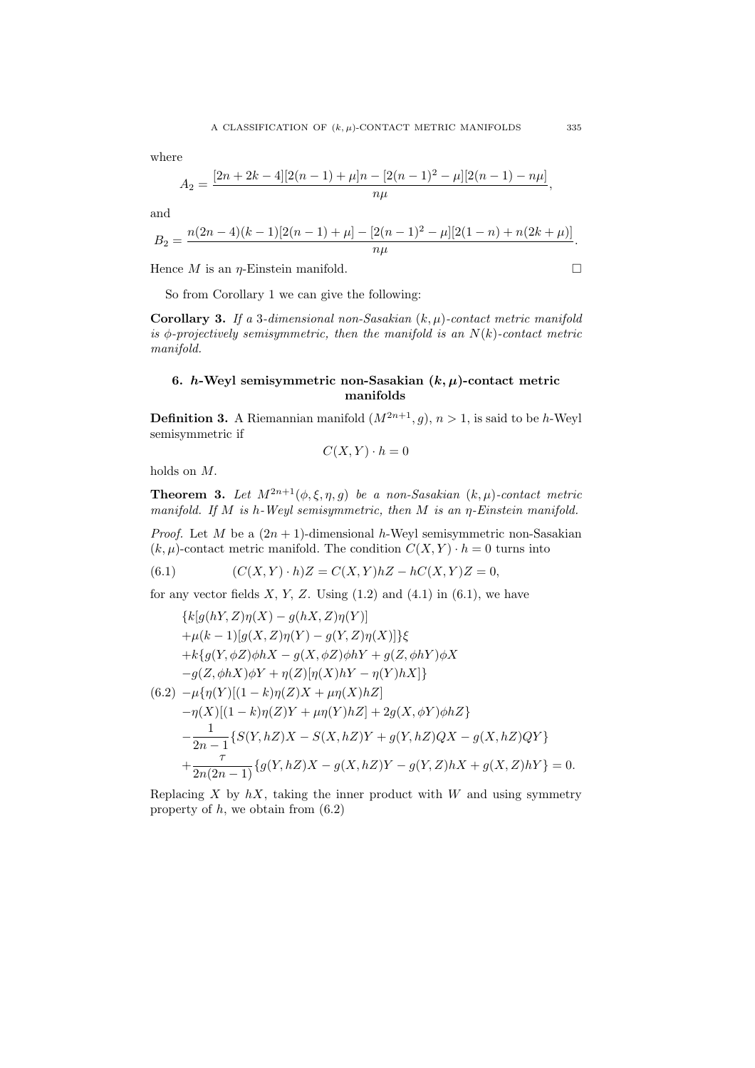where

$$A_2 = \frac{[2n+2k-4][2(n-1)+\mu]n - [2(n-1)^2-\mu][2(n-1)-n\mu]}{n\mu},$$

and

$$B_2 = \frac{n(2n-4)(k-1)[2(n-1)+\mu] - [2(n-1)^2-\mu][2(1-n)+n(2k+\mu)]}{n\mu}.$$

Hence $M$ is an $\eta$-Einstein manifold. □

So from Corollary 1 we can give the following:

**Corollary 3.** *If a 3-dimensional non-Sasakian $(k,\mu)$-contact metric manifold is $\phi$-projectively semisymmetric, then the manifold is an $N(k)$-contact metric manifold.*

## 6. $h$-Weyl semisymmetric non-Sasakian $(k,\mu)$-contact metric manifolds

**Definition 3.** A Riemannian manifold $(M^{2n+1}, g)$, $n > 1$, is said to be $h$-Weyl semisymmetric if

$$C(X,Y)\cdot h = 0$$

holds on $M$.

**Theorem 3.** *Let $M^{2n+1}(\phi,\xi,\eta,g)$ be a non-Sasakian $(k,\mu)$-contact metric manifold. If $M$ is $h$-Weyl semisymmetric, then $M$ is an $\eta$-Einstein manifold.*

*Proof.* Let $M$ be a $(2n+1)$-dimensional $h$-Weyl semisymmetric non-Sasakian $(k,\mu)$-contact metric manifold. The condition $C(X,Y)\cdot h = 0$ turns into

$$(C(X,Y)\cdot h)Z = C(X,Y)hZ - hC(X,Y)Z = 0, \tag{6.1}$$

for any vector fields $X$, $Y$, $Z$. Using (1.2) and (4.1) in (6.1), we have

$$\begin{aligned}
&\{k[g(hY,Z)\eta(X) - g(hX,Z)\eta(Y)] \\
&+\mu(k-1)[g(X,Z)\eta(Y) - g(Y,Z)\eta(X)]\}\xi \\
&+k\{g(Y,\phi Z)\phi hX - g(X,\phi Z)\phi hY + g(Z,\phi hY)\phi X \\
&-g(Z,\phi hX)\phi Y + \eta(Z)[\eta(X)hY - \eta(Y)hX]\} \\
&-\mu\{\eta(Y)[(1-k)\eta(Z)X + \mu\eta(X)hZ] \\
&-\eta(X)[(1-k)\eta(Z)Y + \mu\eta(Y)hZ] + 2g(X,\phi Y)\phi hZ\} \\
&-\frac{1}{2n-1}\{S(Y,hZ)X - S(X,hZ)Y + g(Y,hZ)QX - g(X,hZ)QY\} \\
&+\frac{\tau}{2n(2n-1)}\{g(Y,hZ)X - g(X,hZ)Y - g(Y,Z)hX + g(X,Z)hY\} = 0.
\end{aligned} \tag{6.2}$$

Replacing $X$ by $hX$, taking the inner product with $W$ and using symmetry property of $h$, we obtain from (6.2)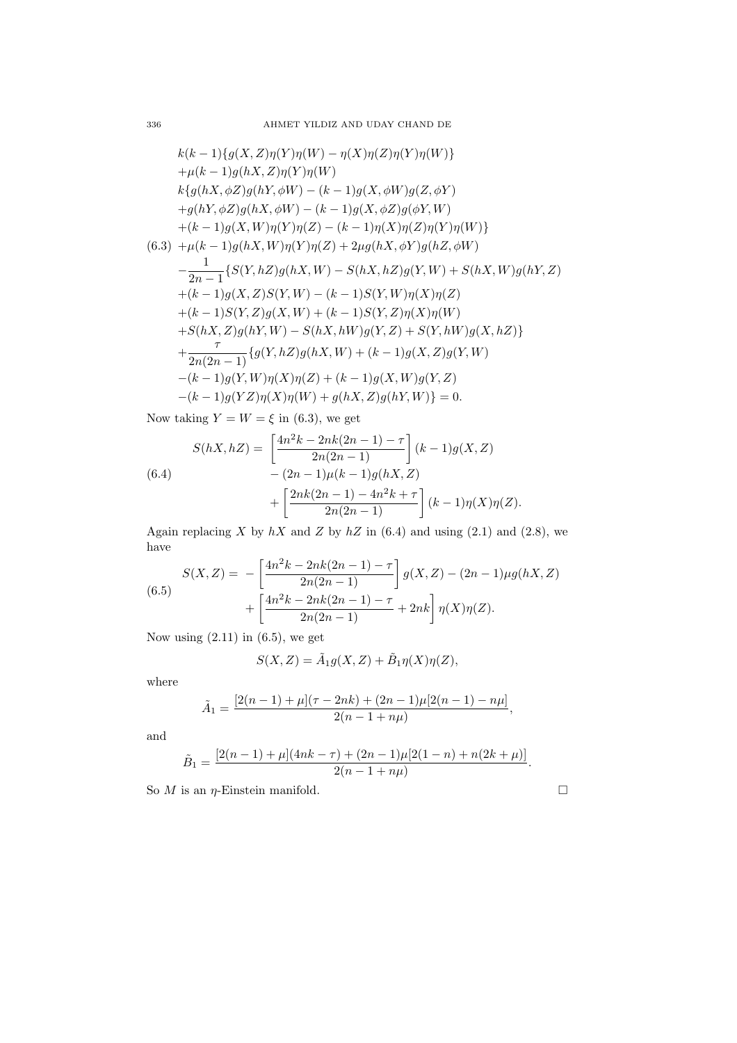$$
\begin{aligned}
&k(k-1)\{g(X,Z)\eta(Y)\eta(W)-\eta(X)\eta(Z)\eta(Y)\eta(W)\}\\
&+\mu(k-1)g(hX,Z)\eta(Y)\eta(W)\\
&k\{g(hX,\phi Z)g(hY,\phi W)-(k-1)g(X,\phi W)g(Z,\phi Y)\\
&+g(hY,\phi Z)g(hX,\phi W)-(k-1)g(X,\phi Z)g(\phi Y,W)\\
&+(k-1)g(X,W)\eta(Y)\eta(Z)-(k-1)\eta(X)\eta(Z)\eta(Y)\eta(W)\}\\
&+\mu(k-1)g(hX,W)\eta(Y)\eta(Z)+2\mu g(hX,\phi Y)g(hZ,\phi W)\\
&-\frac{1}{2n-1}\{S(Y,hZ)g(hX,W)-S(hX,hZ)g(Y,W)+S(hX,W)g(hY,Z)\\
&+(k-1)g(X,Z)S(Y,W)-(k-1)S(Y,W)\eta(X)\eta(Z)\\
&+(k-1)S(Y,Z)g(X,W)+(k-1)S(Y,Z)\eta(X)\eta(W)\\
&+S(hX,Z)g(hY,W)-S(hX,hW)g(Y,Z)+S(Y,hW)g(X,hZ)\}\\
&+\frac{\tau}{2n(2n-1)}\{g(Y,hZ)g(hX,W)+(k-1)g(X,Z)g(Y,W)\\
&-(k-1)g(Y,W)\eta(X)\eta(Z)+(k-1)g(X,W)g(Y,Z)\\
&-(k-1)g(YZ)\eta(X)\eta(W)+g(hX,Z)g(hY,W)\}=0.
\end{aligned}
\tag{6.3}
$$

Now taking $Y = W = \xi$ in (6.3), we get

$$
\begin{aligned}
S(hX,hZ)= &\left[\frac{4n^2k-2nk(2n-1)-\tau}{2n(2n-1)}\right](k-1)g(X,Z)\\
&-(2n-1)\mu(k-1)g(hX,Z)\\
&+\left[\frac{2nk(2n-1)-4n^2k+\tau}{2n(2n-1)}\right](k-1)\eta(X)\eta(Z).
\end{aligned}
\tag{6.4}
$$

Again replacing $X$ by $hX$ and $Z$ by $hZ$ in (6.4) and using (2.1) and (2.8), we have

$$
\begin{aligned}
S(X,Z)= &-\left[\frac{4n^2k-2nk(2n-1)-\tau}{2n(2n-1)}\right]g(X,Z)-(2n-1)\mu g(hX,Z)\\
&+\left[\frac{4n^2k-2nk(2n-1)-\tau}{2n(2n-1)}+2nk\right]\eta(X)\eta(Z).
\end{aligned}
\tag{6.5}
$$

Now using (2.11) in (6.5), we get

$$
S(X,Z)=\tilde{A}_1 g(X,Z)+\tilde{B}_1\eta(X)\eta(Z),
$$

where

$$
\tilde{A}_1=\frac{[2(n-1)+\mu](\tau-2nk)+(2n-1)\mu[2(n-1)-n\mu]}{2(n-1+n\mu)},
$$

and

$$
\tilde{B}_1=\frac{[2(n-1)+\mu](4nk-\tau)+(2n-1)\mu[2(1-n)+n(2k+\mu)]}{2(n-1+n\mu)}.
$$

So $M$ is an $\eta$-Einstein manifold. □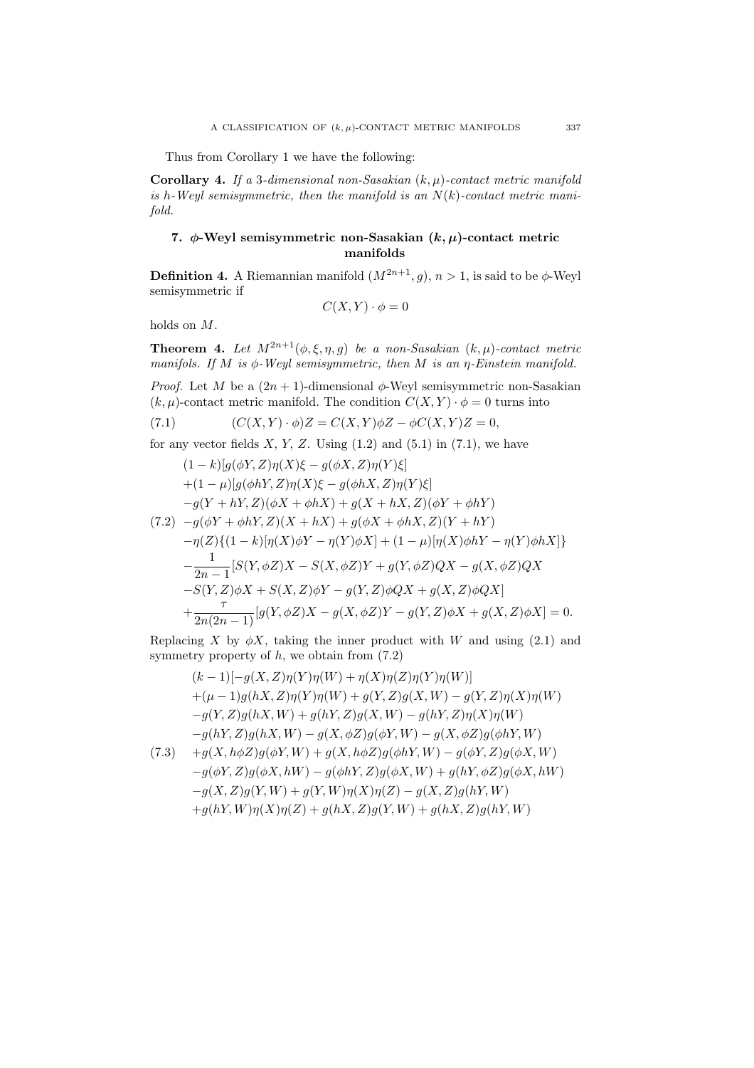Thus from Corollary 1 we have the following:

**Corollary 4.** *If a 3-dimensional non-Sasakian $(k,\mu)$-contact metric manifold is $h$-Weyl semisymmetric, then the manifold is an $N(k)$-contact metric manifold.*

## 7. $\phi$-Weyl semisymmetric non-Sasakian $(k,\mu)$-contact metric manifolds

**Definition 4.** A Riemannian manifold $(M^{2n+1}, g)$, $n > 1$, is said to be $\phi$-Weyl semisymmetric if

$$C(X,Y)\cdot\phi = 0$$

holds on $M$.

**Theorem 4.** *Let $M^{2n+1}(\phi,\xi,\eta,g)$ be a non-Sasakian $(k,\mu)$-contact metric manifols. If $M$ is $\phi$-Weyl semisymmetric, then $M$ is an $\eta$-Einstein manifold.*

*Proof.* Let $M$ be a $(2n+1)$-dimensional $\phi$-Weyl semisymmetric non-Sasakian $(k,\mu)$-contact metric manifold. The condition $C(X,Y)\cdot\phi = 0$ turns into

$$(C(X,Y)\cdot\phi)Z = C(X,Y)\phi Z - \phi C(X,Y)Z = 0, \tag{7.1}$$

for any vector fields $X$, $Y$, $Z$. Using (1.2) and (5.1) in (7.1), we have

$$\begin{aligned}
&(1-k)[g(\phi Y,Z)\eta(X)\xi - g(\phi X,Z)\eta(Y)\xi]\\
&+(1-\mu)[g(\phi hY,Z)\eta(X)\xi - g(\phi hX,Z)\eta(Y)\xi]\\
&-g(Y+hY,Z)(\phi X+\phi hX) + g(X+hX,Z)(\phi Y+\phi hY)\\
&-g(\phi Y+\phi hY,Z)(X+hX) + g(\phi X+\phi hX,Z)(Y+hY)\\
&-\eta(Z)\{(1-k)[\eta(X)\phi Y - \eta(Y)\phi X] + (1-\mu)[\eta(X)\phi hY - \eta(Y)\phi hX]\}\\
&-\frac{1}{2n-1}[S(Y,\phi Z)X - S(X,\phi Z)Y + g(Y,\phi Z)QX - g(X,\phi Z)QX\\
&-S(Y,Z)\phi X + S(X,Z)\phi Y - g(Y,Z)\phi QX + g(X,Z)\phi QX]\\
&+\frac{\tau}{2n(2n-1)}[g(Y,\phi Z)X - g(X,\phi Z)Y - g(Y,Z)\phi X + g(X,Z)\phi X] = 0.
\end{aligned} \tag{7.2}$$

Replacing $X$ by $\phi X$, taking the inner product with $W$ and using (2.1) and symmetry property of $h$, we obtain from (7.2)

$$\begin{aligned}
&(k-1)[-g(X,Z)\eta(Y)\eta(W) + \eta(X)\eta(Z)\eta(Y)\eta(W)]\\
&+(\mu-1)g(hX,Z)\eta(Y)\eta(W) + g(Y,Z)g(X,W) - g(Y,Z)\eta(X)\eta(W)\\
&-g(Y,Z)g(hX,W) + g(hY,Z)g(X,W) - g(hY,Z)\eta(X)\eta(W)\\
&-g(hY,Z)g(hX,W) - g(X,\phi Z)g(\phi Y,W) - g(X,\phi Z)g(\phi hY,W)\\
&+g(X,h\phi Z)g(\phi Y,W) + g(X,h\phi Z)g(\phi hY,W) - g(\phi Y,Z)g(\phi X,W)\\
&-g(\phi Y,Z)g(\phi X,hW) - g(\phi hY,Z)g(\phi X,W) + g(hY,\phi Z)g(\phi X,hW)\\
&-g(X,Z)g(Y,W) + g(Y,W)\eta(X)\eta(Z) - g(X,Z)g(hY,W)\\
&+g(hY,W)\eta(X)\eta(Z) + g(hX,Z)g(Y,W) + g(hX,Z)g(hY,W)
\end{aligned} \tag{7.3}$$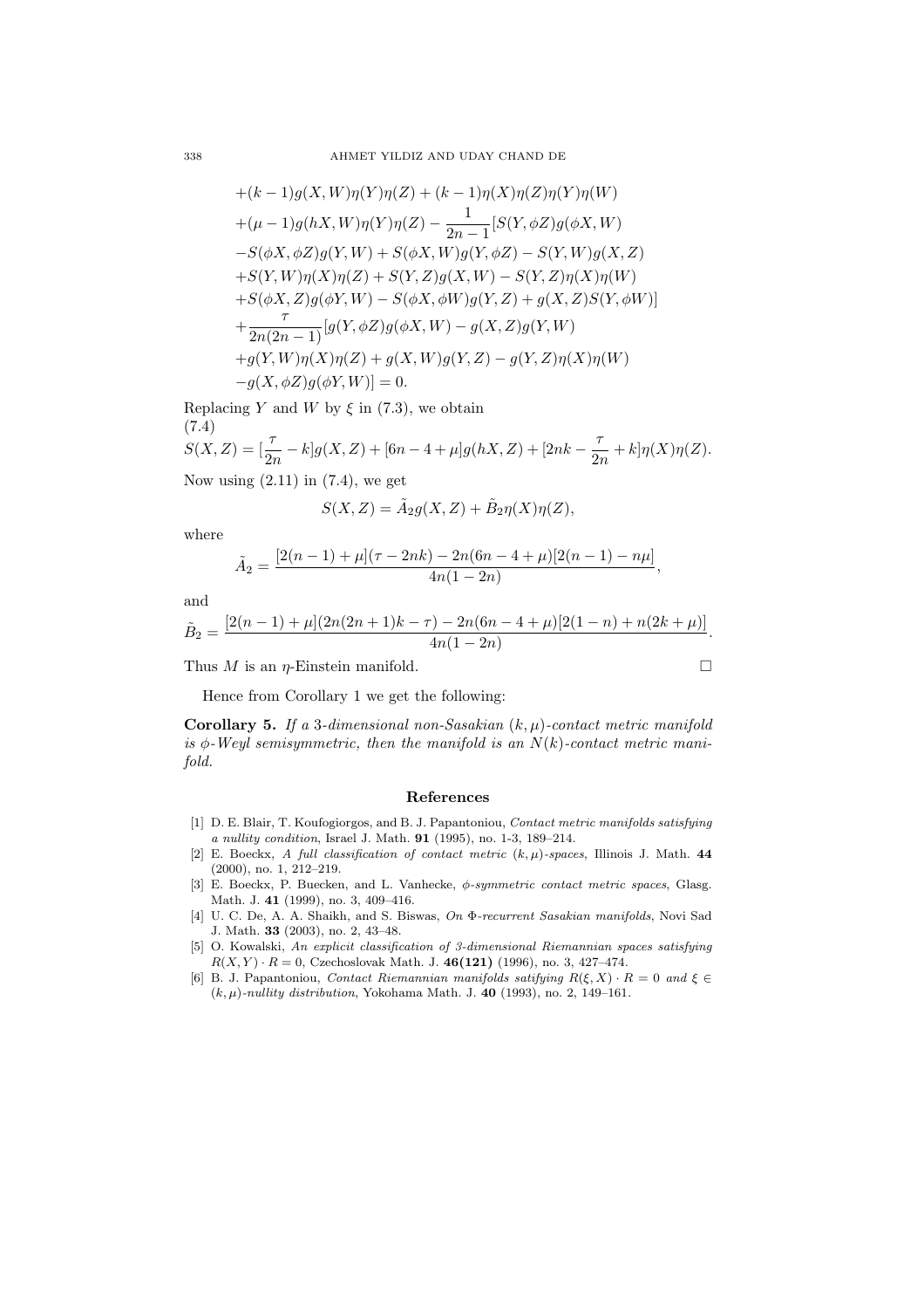$$
\begin{aligned}
&+(k-1)g(X,W)\eta(Y)\eta(Z)+(k-1)\eta(X)\eta(Z)\eta(Y)\eta(W)\\
&+(\mu-1)g(hX,W)\eta(Y)\eta(Z)-\frac{1}{2n-1}[S(Y,\phi Z)g(\phi X,W)\\
&-S(\phi X,\phi Z)g(Y,W)+S(\phi X,W)g(Y,\phi Z)-S(Y,W)g(X,Z)\\
&+S(Y,W)\eta(X)\eta(Z)+S(Y,Z)g(X,W)-S(Y,Z)\eta(X)\eta(W)\\
&+S(\phi X,Z)g(\phi Y,W)-S(\phi X,\phi W)g(Y,Z)+g(X,Z)S(Y,\phi W)]\\
&+\frac{\tau}{2n(2n-1)}[g(Y,\phi Z)g(\phi X,W)-g(X,Z)g(Y,W)\\
&+g(Y,W)\eta(X)\eta(Z)+g(X,W)g(Y,Z)-g(Y,Z)\eta(X)\eta(W)\\
&-g(X,\phi Z)g(\phi Y,W)]=0.
\end{aligned}
$$

Replacing $Y$ and $W$ by $\xi$ in (7.3), we obtain

(7.4)

$$
S(X,Z)=[\frac{\tau}{2n}-k]g(X,Z)+[6n-4+\mu]g(hX,Z)+[2nk-\frac{\tau}{2n}+k]\eta(X)\eta(Z).
$$

Now using (2.11) in (7.4), we get

$$
S(X,Z)=\tilde{A}_2 g(X,Z)+\tilde{B}_2\eta(X)\eta(Z),
$$

where

$$
\tilde{A}_2=\frac{[2(n-1)+\mu](\tau-2nk)-2n(6n-4+\mu)[2(n-1)-n\mu]}{4n(1-2n)},
$$

and

$$
\tilde{B}_2=\frac{[2(n-1)+\mu](2n(2n+1)k-\tau)-2n(6n-4+\mu)[2(1-n)+n(2k+\mu)]}{4n(1-2n)}.
$$

Thus $M$ is an $\eta$-Einstein manifold. □

Hence from Corollary 1 we get the following:

**Corollary 5.** *If a 3-dimensional non-Sasakian $(k,\mu)$-contact metric manifold is $\phi$-Weyl semisymmetric, then the manifold is an $N(k)$-contact metric manifold.*

## References

[1] D. E. Blair, T. Koufogiorgos, and B. J. Papantoniou, *Contact metric manifolds satisfying a nullity condition*, Israel J. Math. **91** (1995), no. 1-3, 189–214.

[2] E. Boeckx, *A full classification of contact metric $(k,\mu)$-spaces*, Illinois J. Math. **44** (2000), no. 1, 212–219.

[3] E. Boeckx, P. Buecken, and L. Vanhecke, *$\phi$-symmetric contact metric spaces*, Glasg. Math. J. **41** (1999), no. 3, 409–416.

[4] U. C. De, A. A. Shaikh, and S. Biswas, *On $\Phi$-recurrent Sasakian manifolds*, Novi Sad J. Math. **33** (2003), no. 2, 43–48.

[5] O. Kowalski, *An explicit classification of 3-dimensional Riemannian spaces satisfying $R(X,Y)\cdot R=0$*, Czechoslovak Math. J. **46(121)** (1996), no. 3, 427–474.

[6] B. J. Papantoniou, *Contact Riemannian manifolds satifying $R(\xi,X)\cdot R=0$ and $\xi\in(k,\mu)$-nullity distribution*, Yokohama Math. J. **40** (1993), no. 2, 149–161.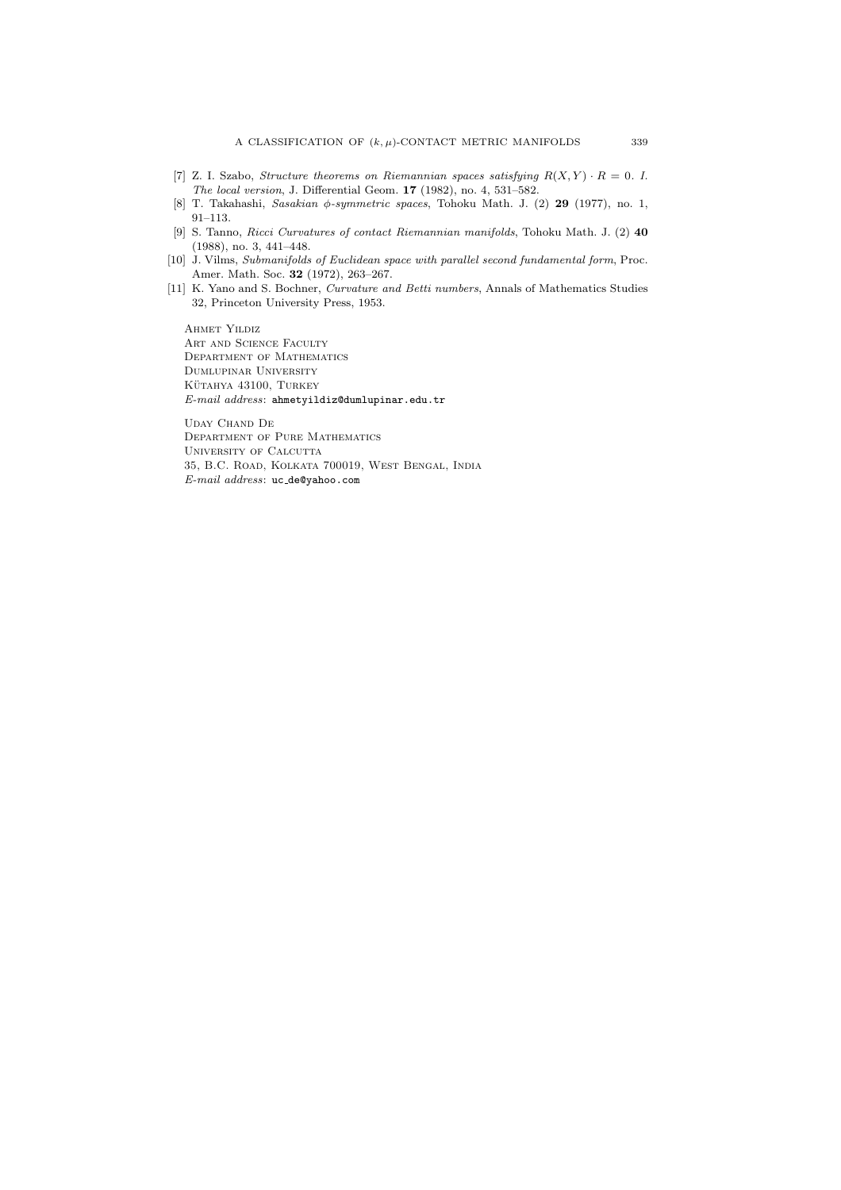[7] Z. I. Szabo, *Structure theorems on Riemannian spaces satisfying $R(X,Y) \cdot R = 0$. I. The local version*, J. Differential Geom. **17** (1982), no. 4, 531–582.

[8] T. Takahashi, *Sasakian $\phi$-symmetric spaces*, Tohoku Math. J. (2) **29** (1977), no. 1, 91–113.

[9] S. Tanno, *Ricci Curvatures of contact Riemannian manifolds*, Tohoku Math. J. (2) **40** (1988), no. 3, 441–448.

[10] J. Vilms, *Submanifolds of Euclidean space with parallel second fundamental form*, Proc. Amer. Math. Soc. **32** (1972), 263–267.

[11] K. Yano and S. Bochner, *Curvature and Betti numbers*, Annals of Mathematics Studies 32, Princeton University Press, 1953.

Ahmet Yildiz
Art and Science Faculty
Department of Mathematics
Dumlupinar University
Kütahya 43100, Turkey
*E-mail address*: ahmetyildiz@dumlupinar.edu.tr

Uday Chand De
Department of Pure Mathematics
University of Calcutta
35, B.C. Road, Kolkata 700019, West Bengal, India
*E-mail address*: uc_de@yahoo.com